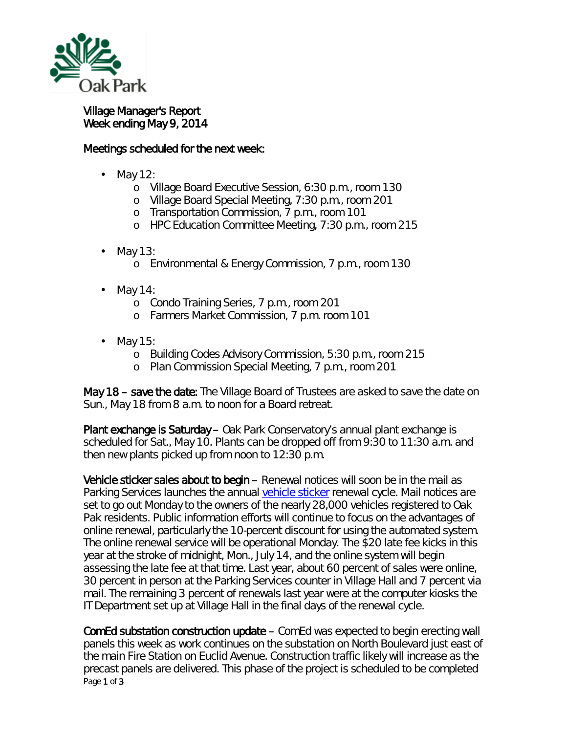Village Manager's Report
Week ending May 9, 2014

Meetings scheduled for the next week:

- May 12:
  - Village Board Executive Session, 6:30 p.m., room 130
  - Village Board Special Meeting, 7:30 p.m., room 201
  - Transportation Commission, 7 p.m., room 101
  - HPC Education Committee Meeting, 7:30 p.m., room 215
- May 13:
  - Environmental & Energy Commission, 7 p.m., room 130
- May 14:
  - Condo Training Series, 7 p.m., room 201
  - Farmers Market Commission, 7 p.m. room 101
- May 15:
  - Building Codes Advisory Commission, 5:30 p.m., room 215
  - Plan Commission Special Meeting, 7 p.m., room 201

**May 18 – save the date:** The Village Board of Trustees are asked to save the date on Sun., May 18 from 8 a.m. to noon for a Board retreat.

**Plant exchange is Saturday** – Oak Park Conservatory's annual plant exchange is scheduled for Sat., May 10. Plants can be dropped off from 9:30 to 11:30 a.m. and then new plants picked up from noon to 12:30 p.m.

**Vehicle sticker sales about to begin** – Renewal notices will soon be in the mail as Parking Services launches the annual vehicle sticker renewal cycle. Mail notices are set to go out Monday to the owners of the nearly 28,000 vehicles registered to Oak Pak residents. Public information efforts will continue to focus on the advantages of online renewal, particularly the 10-percent discount for using the automated system. The online renewal service will be operational Monday. The $20 late fee kicks in this year at the stroke of midnight, Mon., July 14, and the online system will begin assessing the late fee at that time. Last year, about 60 percent of sales were online, 30 percent in person at the Parking Services counter in Village Hall and 7 percent via mail. The remaining 3 percent of renewals last year were at the computer kiosks the IT Department set up at Village Hall in the final days of the renewal cycle.

**ComEd substation construction update** – ComEd was expected to begin erecting wall panels this week as work continues on the substation on North Boulevard just east of the main Fire Station on Euclid Avenue. Construction traffic likely will increase as the precast panels are delivered. This phase of the project is scheduled to be completed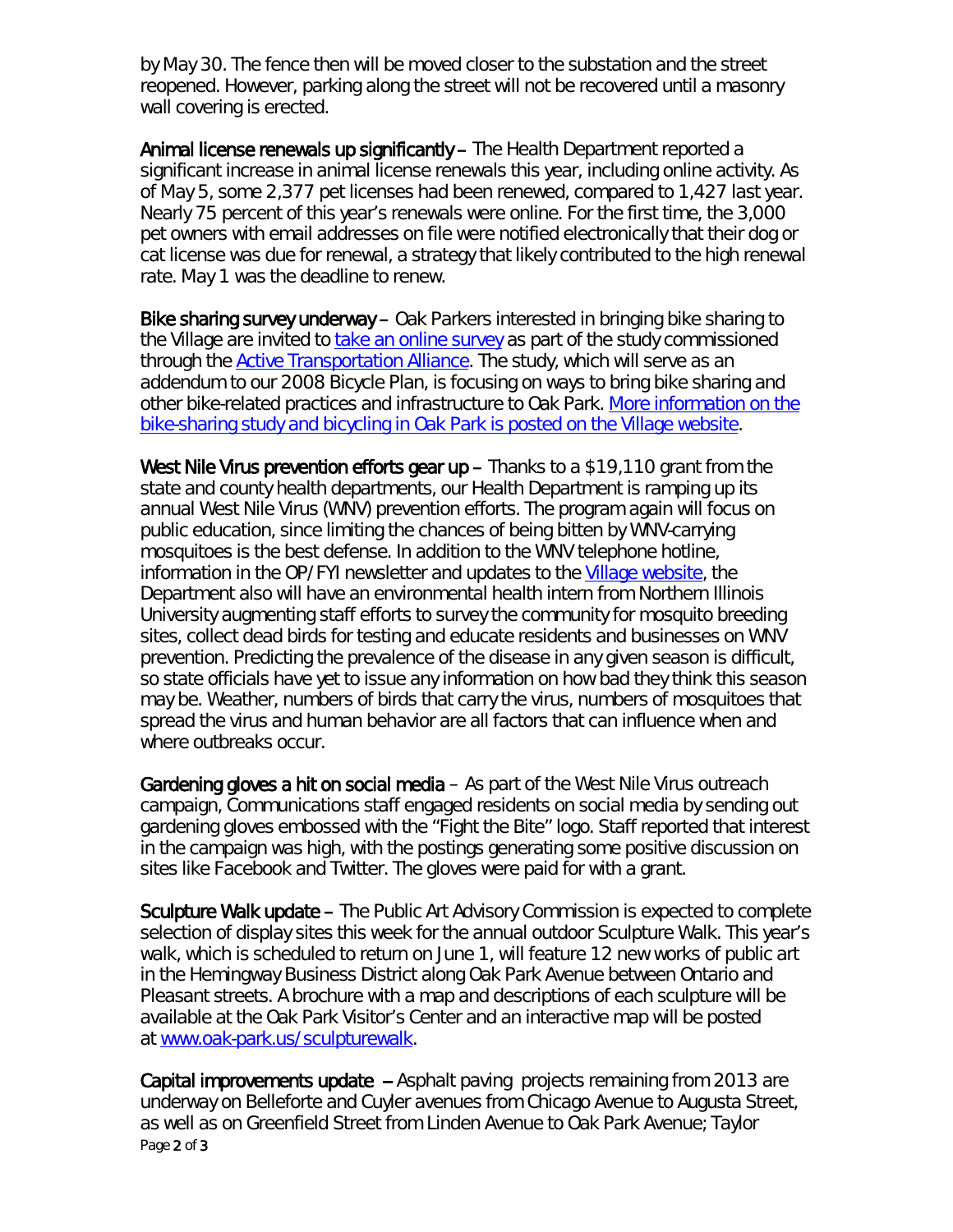by May 30. The fence then will be moved closer to the substation and the street reopened. However, parking along the street will not be recovered until a masonry wall covering is erected.

**Animal license renewals up significantly** – The Health Department reported a significant increase in animal license renewals this year, including online activity. As of May 5, some 2,377 pet licenses had been renewed, compared to 1,427 last year. Nearly 75 percent of this year's renewals were online. For the first time, the 3,000 pet owners with email addresses on file were notified electronically that their dog or cat license was due for renewal, a strategy that likely contributed to the high renewal rate. May 1 was the deadline to renew.

**Bike sharing survey underway** – Oak Parkers interested in bringing bike sharing to the Village are invited to take an online survey as part of the study commissioned through the Active Transportation Alliance. The study, which will serve as an addendum to our 2008 Bicycle Plan, is focusing on ways to bring bike sharing and other bike-related practices and infrastructure to Oak Park. More information on the bike-sharing study and bicycling in Oak Park is posted on the Village website.

**West Nile Virus prevention efforts gear up** – Thanks to a $19,110 grant from the state and county health departments, our Health Department is ramping up its annual West Nile Virus (WNV) prevention efforts. The program again will focus on public education, since limiting the chances of being bitten by WNV-carrying mosquitoes is the best defense. In addition to the WNV telephone hotline, information in the OP/FYI newsletter and updates to the Village website, the Department also will have an environmental health intern from Northern Illinois University augmenting staff efforts to survey the community for mosquito breeding sites, collect dead birds for testing and educate residents and businesses on WNV prevention. Predicting the prevalence of the disease in any given season is difficult, so state officials have yet to issue any information on how bad they think this season may be. Weather, numbers of birds that carry the virus, numbers of mosquitoes that spread the virus and human behavior are all factors that can influence when and where outbreaks occur.

**Gardening gloves a hit on social media** – As part of the West Nile Virus outreach campaign, Communications staff engaged residents on social media by sending out gardening gloves embossed with the "Fight the Bite" logo. Staff reported that interest in the campaign was high, with the postings generating some positive discussion on sites like Facebook and Twitter. The gloves were paid for with a grant.

**Sculpture Walk update** – The Public Art Advisory Commission is expected to complete selection of display sites this week for the annual outdoor Sculpture Walk. This year's walk, which is scheduled to return on June 1, will feature 12 new works of public art in the Hemingway Business District along Oak Park Avenue between Ontario and Pleasant streets. A brochure with a map and descriptions of each sculpture will be available at the Oak Park Visitor's Center and an interactive map will be posted at www.oak-park.us/sculpturewalk.

**Capital improvements update** – Asphalt paving projects remaining from 2013 are underway on Belleforte and Cuyler avenues from Chicago Avenue to Augusta Street, as well as on Greenfield Street from Linden Avenue to Oak Park Avenue; Taylor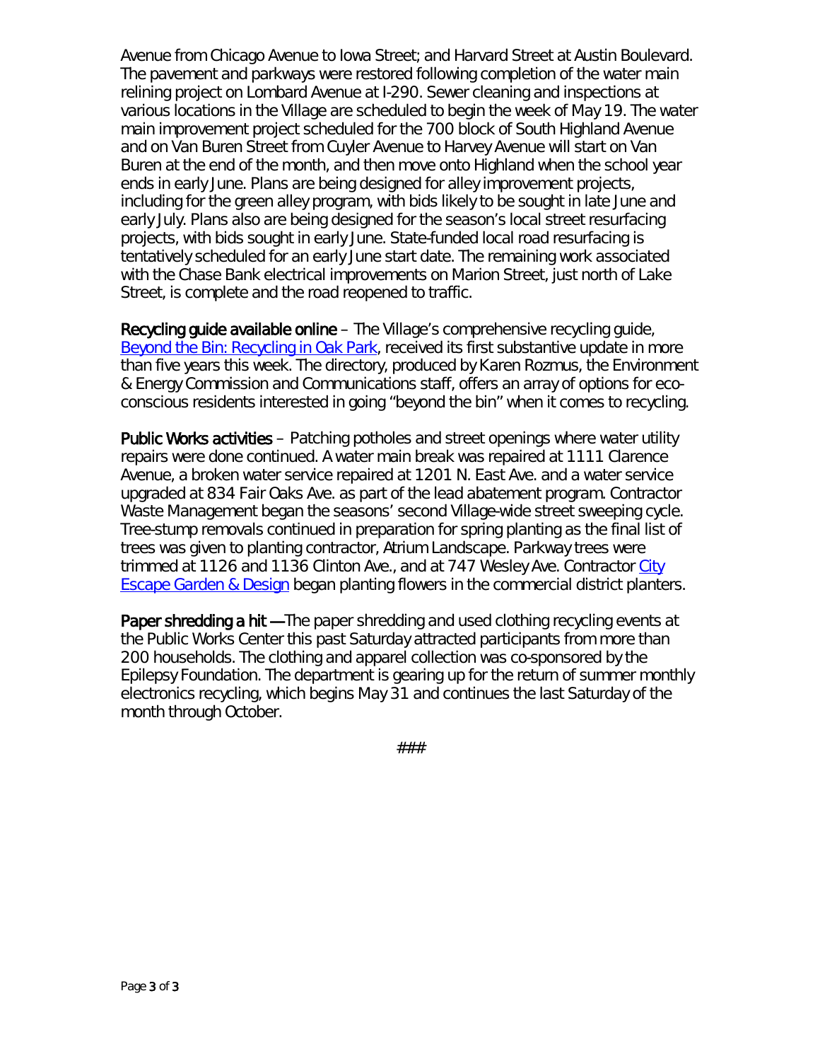Avenue from Chicago Avenue to Iowa Street; and Harvard Street at Austin Boulevard. The pavement and parkways were restored following completion of the water main relining project on Lombard Avenue at I-290. Sewer cleaning and inspections at various locations in the Village are scheduled to begin the week of May 19. The water main improvement project scheduled for the 700 block of South Highland Avenue and on Van Buren Street from Cuyler Avenue to Harvey Avenue will start on Van Buren at the end of the month, and then move onto Highland when the school year ends in early June. Plans are being designed for alley improvement projects, including for the green alley program, with bids likely to be sought in late June and early July. Plans also are being designed for the season's local street resurfacing projects, with bids sought in early June. State-funded local road resurfacing is tentatively scheduled for an early June start date. The remaining work associated with the Chase Bank electrical improvements on Marion Street, just north of Lake Street, is complete and the road reopened to traffic.

**Recycling guide available online** – The Village's comprehensive recycling guide, [Beyond the Bin: Recycling in Oak Park](), received its first substantive update in more than five years this week. The directory, produced by Karen Rozmus, the Environment & Energy Commission and Communications staff, offers an array of options for eco-conscious residents interested in going "beyond the bin" when it comes to recycling.

**Public Works activities** – Patching potholes and street openings where water utility repairs were done continued. A water main break was repaired at 1111 Clarence Avenue, a broken water service repaired at 1201 N. East Ave. and a water service upgraded at 834 Fair Oaks Ave. as part of the lead abatement program. Contractor Waste Management began the seasons' second Village-wide street sweeping cycle. Tree-stump removals continued in preparation for spring planting as the final list of trees was given to planting contractor, Atrium Landscape. Parkway trees were trimmed at 1126 and 1136 Clinton Ave., and at 747 Wesley Ave. Contractor [City Escape Garden & Design]() began planting flowers in the commercial district planters.

**Paper shredding a hit** —The paper shredding and used clothing recycling events at the Public Works Center this past Saturday attracted participants from more than 200 households. The clothing and apparel collection was co-sponsored by the Epilepsy Foundation. The department is gearing up for the return of summer monthly electronics recycling, which begins May 31 and continues the last Saturday of the month through October.

###